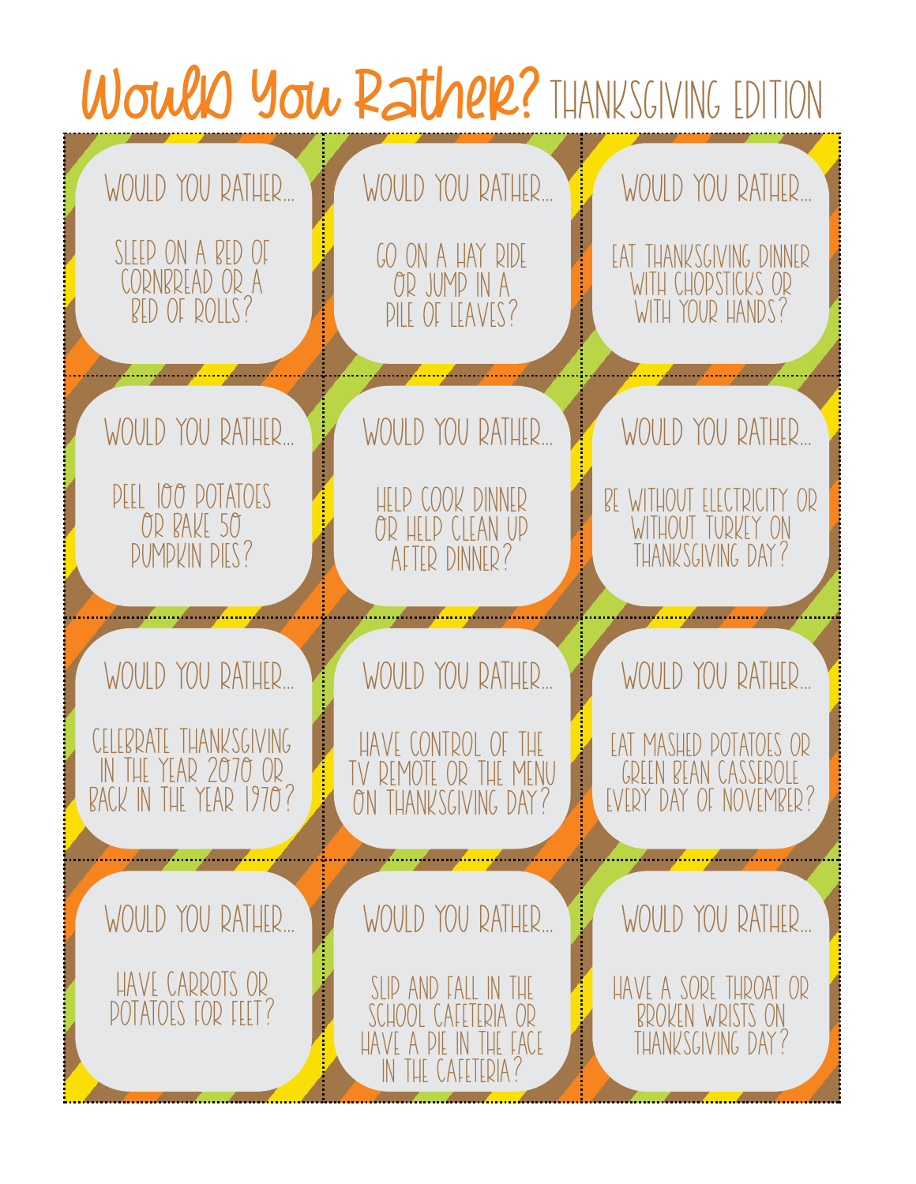# Would You Rather? THANKSGIVING EDITION

WOULD YOU RATHER...

SLEEP ON A BED OF CORNBREAD OR A BED OF ROLLS?

WOULD YOU RATHER...

GO ON A HAY RIDE OR JUMP IN A PILE OF LEAVES?

WOULD YOU RATHER...

EAT THANKSGIVING DINNER WITH CHOPSTICKS OR WITH YOUR HANDS?

WOULD YOU RATHER...

PEEL 100 POTATOES OR BAKE 50 PUMPKIN PIES?

WOULD YOU RATHER...

HELP COOK DINNER OR HELP CLEAN UP AFTER DINNER?

WOULD YOU RATHER...

BE WITHOUT ELECTRICITY OR WITHOUT TURKEY ON THANKSGIVING DAY?

WOULD YOU RATHER...

CELEBRATE THANKSGIVING IN THE YEAR 2070 OR BACK IN THE YEAR 1970?

WOULD YOU RATHER...

HAVE CONTROL OF THE TV REMOTE OR THE MENU ON THANKSGIVING DAY?

WOULD YOU RATHER...

EAT MASHED POTATOES OR GREEN BEAN CASSEROLE EVERY DAY OF NOVEMBER?

WOULD YOU RATHER...

HAVE CARROTS OR POTATOES FOR FEET?

WOULD YOU RATHER...

SLIP AND FALL IN THE SCHOOL CAFETERIA OR HAVE A PIE IN THE FACE IN THE CAFETERIA?

WOULD YOU RATHER...

HAVE A SORE THROAT OR BROKEN WRISTS ON THANKSGIVING DAY?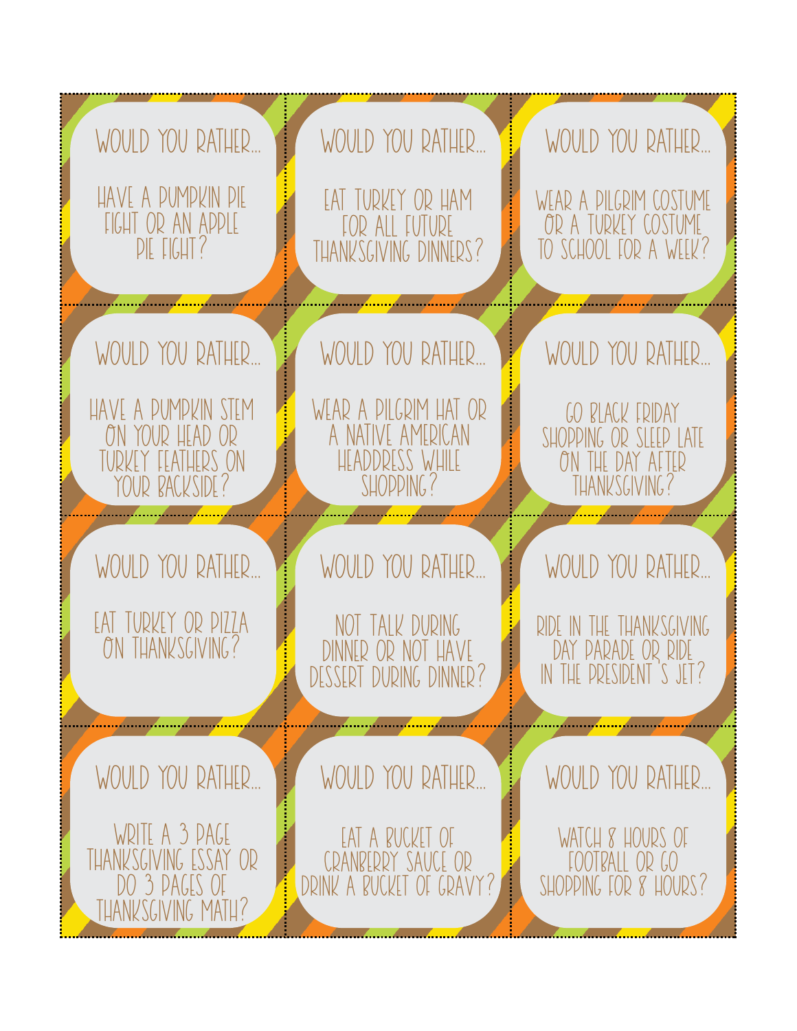WOULD YOU RATHER...

HAVE A PUMPKIN PIE FIGHT OR AN APPLE PIE FIGHT?

WOULD YOU RATHER...

EAT TURKEY OR HAM FOR ALL FUTURE THANKSGIVING DINNERS?

WOULD YOU RATHER...

WEAR A PILGRIM COSTUME OR A TURKEY COSTUME TO SCHOOL FOR A WEEK?

WOULD YOU RATHER...

HAVE A PUMPKIN STEM ON YOUR HEAD OR TURKEY FEATHERS ON YOUR BACKSIDE?

WOULD YOU RATHER...

WEAR A PILGRIM HAT OR A NATIVE AMERICAN HEADDRESS WHILE SHOPPING?

WOULD YOU RATHER...

GO BLACK FRIDAY SHOPPING OR SLEEP LATE ON THE DAY AFTER THANKSGIVING?

WOULD YOU RATHER...

EAT TURKEY OR PIZZA ON THANKSGIVING?

WOULD YOU RATHER...

NOT TALK DURING DINNER OR NOT HAVE DESSERT DURING DINNER?

WOULD YOU RATHER...

RIDE IN THE THANKSGIVING DAY PARADE OR RIDE IN THE PRESIDENT'S JET?

WOULD YOU RATHER...

WRITE A 3 PAGE THANKSGIVING ESSAY OR DO 3 PAGES OF THANKSGIVING MATH?

WOULD YOU RATHER...

EAT A BUCKET OF CRANBERRY SAUCE OR DRINK A BUCKET OF GRAVY?

WOULD YOU RATHER...

WATCH 8 HOURS OF FOOTBALL OR GO SHOPPING FOR 8 HOURS?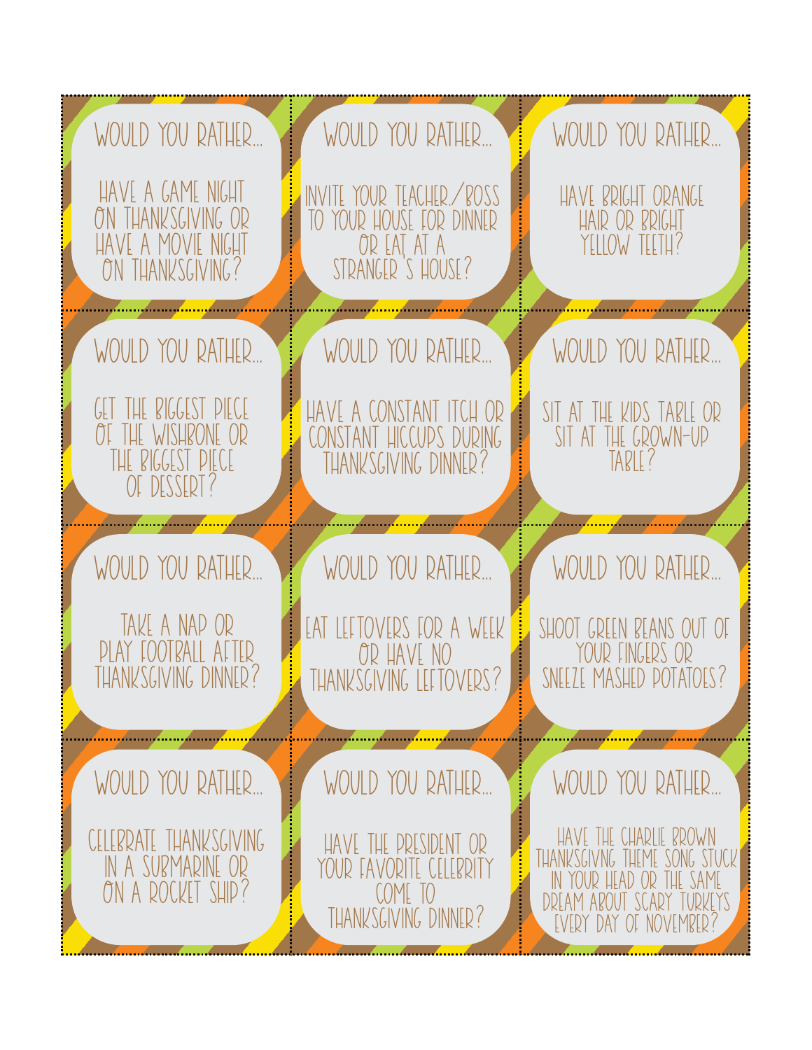WOULD YOU RATHER...

HAVE A GAME NIGHT ON THANKSGIVING OR HAVE A MOVIE NIGHT ON THANKSGIVING?

WOULD YOU RATHER...

INVITE YOUR TEACHER/BOSS TO YOUR HOUSE FOR DINNER OR EAT AT A STRANGER'S HOUSE?

WOULD YOU RATHER...

HAVE BRIGHT ORANGE HAIR OR BRIGHT YELLOW TEETH?

WOULD YOU RATHER...

GET THE BIGGEST PIECE OF THE WISHBONE OR THE BIGGEST PIECE OF DESSERT?

WOULD YOU RATHER...

HAVE A CONSTANT ITCH OR CONSTANT HICCUPS DURING THANKSGIVING DINNER?

WOULD YOU RATHER...

SIT AT THE KIDS TABLE OR SIT AT THE GROWN-UP TABLE?

WOULD YOU RATHER...

TAKE A NAP OR PLAY FOOTBALL AFTER THANKSGIVING DINNER?

WOULD YOU RATHER...

EAT LEFTOVERS FOR A WEEK OR HAVE NO THANKSGIVING LEFTOVERS?

WOULD YOU RATHER...

SHOOT GREEN BEANS OUT OF YOUR FINGERS OR SNEEZE MASHED POTATOES?

WOULD YOU RATHER...

CELEBRATE THANKSGIVING IN A SUBMARINE OR ON A ROCKET SHIP?

WOULD YOU RATHER...

HAVE THE PRESIDENT OR YOUR FAVORITE CELEBRITY COME TO THANKSGIVING DINNER?

WOULD YOU RATHER...

HAVE THE CHARLIE BROWN THANKSGIVNG THEME SONG STUCK IN YOUR HEAD OR THE SAME DREAM ABOUT SCARY TURKEYS EVERY DAY OF NOVEMBER?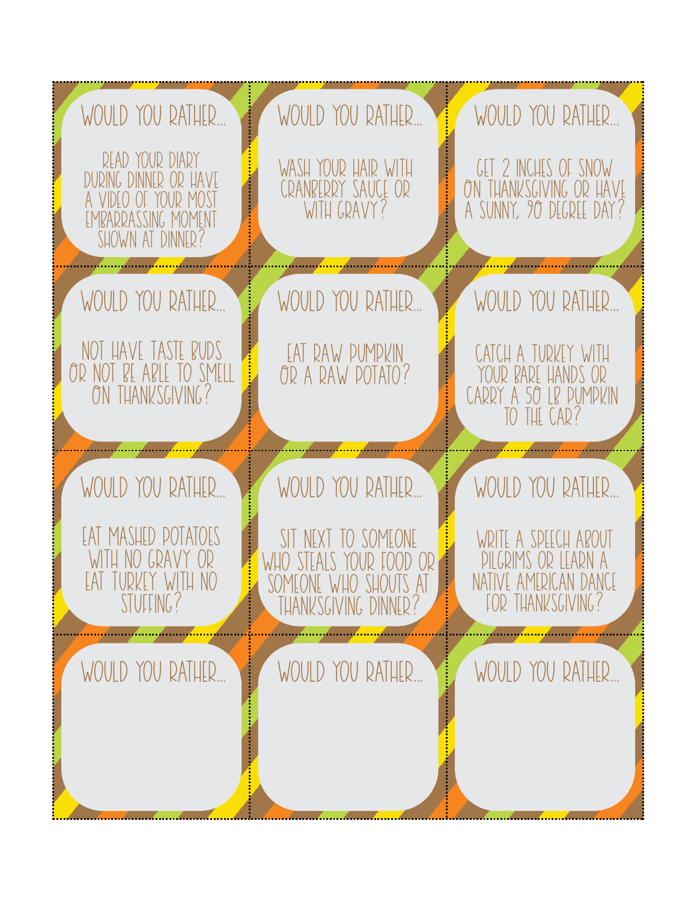WOULD YOU RATHER...

READ YOUR DIARY DURING DINNER OR HAVE A VIDEO OF YOUR MOST EMBARRASSING MOMENT SHOWN AT DINNER?

WOULD YOU RATHER...

WASH YOUR HAIR WITH CRANBERRY SAUCE OR WITH GRAVY?

WOULD YOU RATHER...

GET 2 INCHES OF SNOW ON THANKSGIVING OR HAVE A SUNNY, 90 DEGREE DAY?

WOULD YOU RATHER...

NOT HAVE TASTE BUDS OR NOT BE ABLE TO SMELL ON THANKSGIVING?

WOULD YOU RATHER...

EAT RAW PUMPKIN OR A RAW POTATO?

WOULD YOU RATHER...

CATCH A TURKEY WITH YOUR BARE HANDS OR CARRY A 50 LB PUMPKIN TO THE CAR?

WOULD YOU RATHER...

EAT MASHED POTATOES WITH NO GRAVY OR EAT TURKEY WITH NO STUFFING?

WOULD YOU RATHER...

SIT NEXT TO SOMEONE WHO STEALS YOUR FOOD OR SOMEONE WHO SHOUTS AT THANKSGIVING DINNER?

WOULD YOU RATHER...

WRITE A SPEECH ABOUT PILGRIMS OR LEARN A NATIVE AMERICAN DANCE FOR THANKSGIVING?

WOULD YOU RATHER...

WOULD YOU RATHER...

WOULD YOU RATHER...